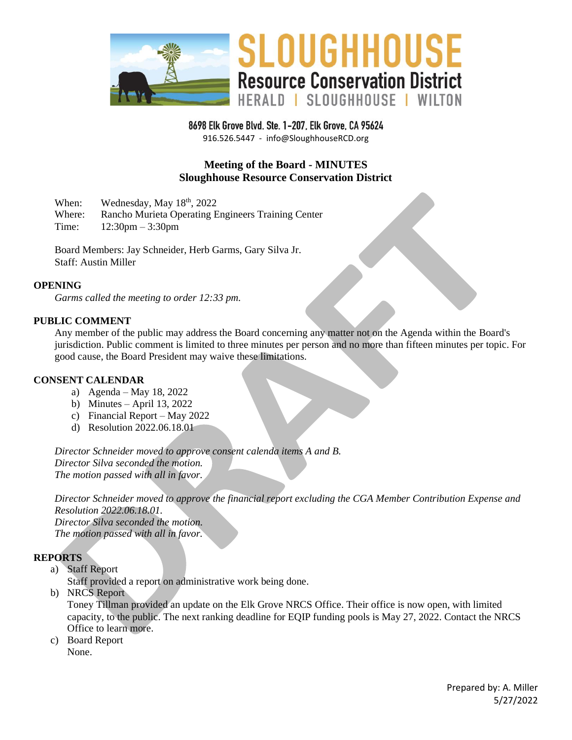# SLOUGHHOUSE
## Resource Conservation District
HERALD | SLOUGHHOUSE | WILTON

**8698 Elk Grove Blvd. Ste. 1-207, Elk Grove, CA 95624**
916.526.5447 - info@SloughhouseRCD.org

## Meeting of the Board - MINUTES
## Sloughhouse Resource Conservation District

When: Wednesday, May 18th, 2022
Where: Rancho Murieta Operating Engineers Training Center
Time: 12:30pm – 3:30pm

Board Members: Jay Schneider, Herb Garms, Gary Silva Jr.
Staff: Austin Miller

### OPENING

*Garms called the meeting to order 12:33 pm.*

### PUBLIC COMMENT

Any member of the public may address the Board concerning any matter not on the Agenda within the Board's jurisdiction. Public comment is limited to three minutes per person and no more than fifteen minutes per topic. For good cause, the Board President may waive these limitations.

### CONSENT CALENDAR

a) Agenda – May 18, 2022
b) Minutes – April 13, 2022
c) Financial Report – May 2022
d) Resolution 2022.06.18.01

*Director Schneider moved to approve consent calenda items A and B.*
*Director Silva seconded the motion.*
*The motion passed with all in favor.*

*Director Schneider moved to approve the financial report excluding the CGA Member Contribution Expense and Resolution 2022.06.18.01.*
*Director Silva seconded the motion.*
*The motion passed with all in favor.*

### REPORTS

a) Staff Report
Staff provided a report on administrative work being done.

b) NRCS Report
Toney Tillman provided an update on the Elk Grove NRCS Office. Their office is now open, with limited capacity, to the public. The next ranking deadline for EQIP funding pools is May 27, 2022. Contact the NRCS Office to learn more.

c) Board Report
None.

Prepared by: A. Miller
5/27/2022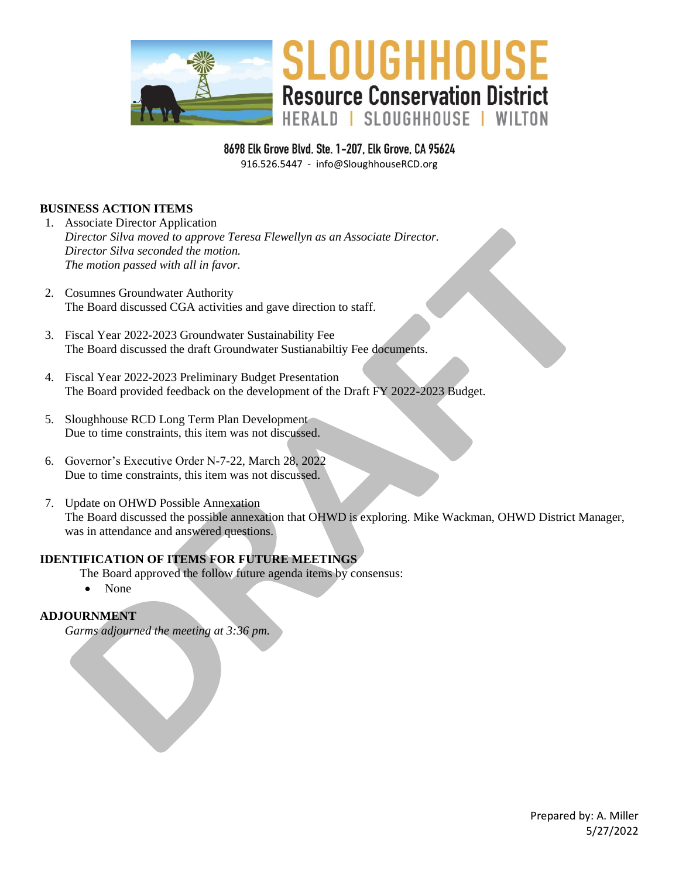# SLOUGHHOUSE

## Resource Conservation District

HERALD | SLOUGHHOUSE | WILTON

**8698 Elk Grove Blvd. Ste. 1-207, Elk Grove, CA 95624**

916.526.5447 - info@SloughhouseRCD.org

**BUSINESS ACTION ITEMS**

1. Associate Director Application
   *Director Silva moved to approve Teresa Flewellyn as an Associate Director.*
   *Director Silva seconded the motion.*
   *The motion passed with all in favor.*

2. Cosumnes Groundwater Authority
   The Board discussed CGA activities and gave direction to staff.

3. Fiscal Year 2022-2023 Groundwater Sustainability Fee
   The Board discussed the draft Groundwater Sustianabiltiy Fee documents.

4. Fiscal Year 2022-2023 Preliminary Budget Presentation
   The Board provided feedback on the development of the Draft FY 2022-2023 Budget.

5. Sloughhouse RCD Long Term Plan Development
   Due to time constraints, this item was not discussed.

6. Governor's Executive Order N-7-22, March 28, 2022
   Due to time constraints, this item was not discussed.

7. Update on OHWD Possible Annexation
   The Board discussed the possible annexation that OHWD is exploring. Mike Wackman, OHWD District Manager, was in attendance and answered questions.

**IDENTIFICATION OF ITEMS FOR FUTURE MEETINGS**

The Board approved the follow future agenda items by consensus:

- None

**ADJOURNMENT**

*Garms adjourned the meeting at 3:36 pm.*

DRAFT

Prepared by: A. Miller
5/27/2022